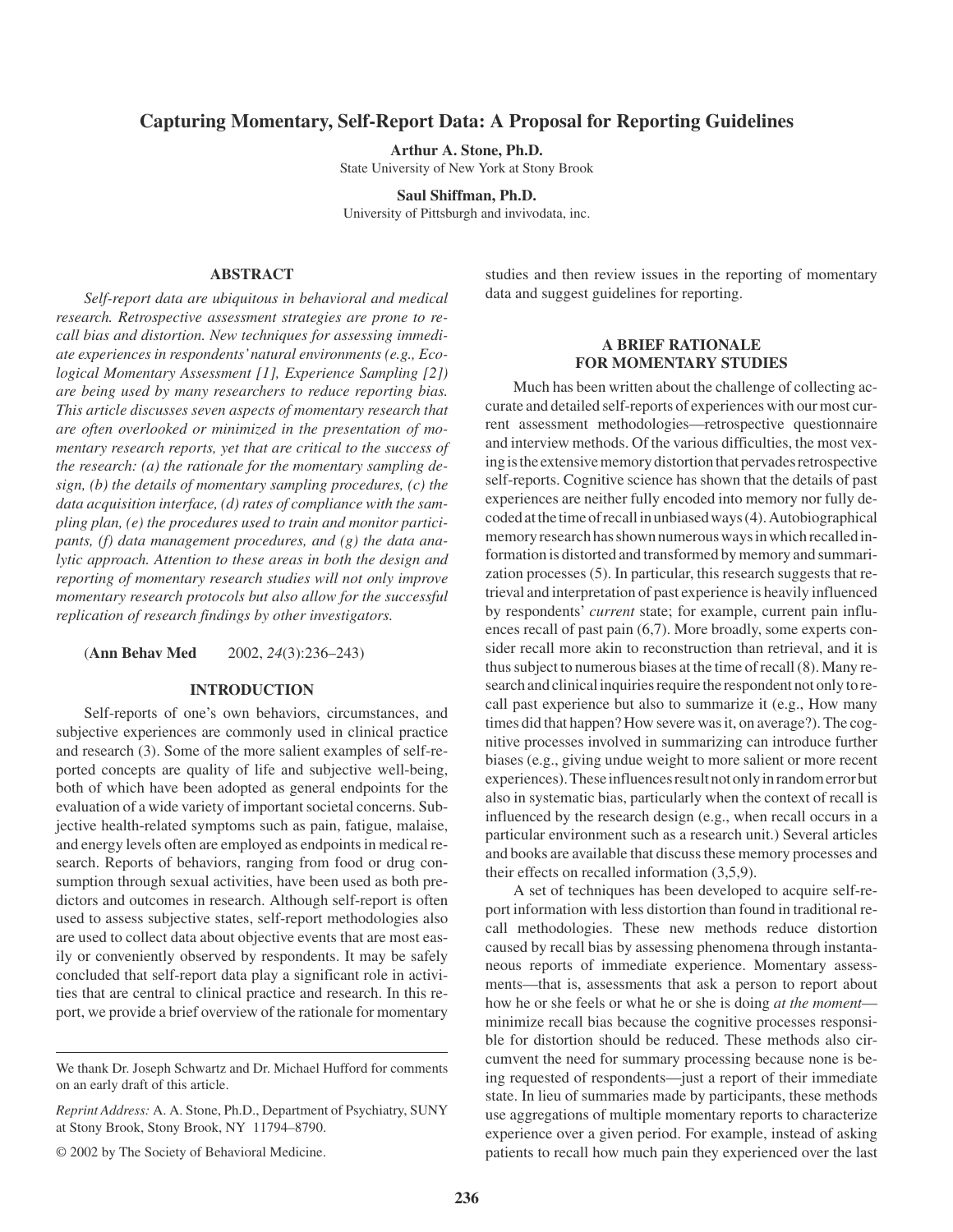# Capturing Momentary, Self-Report Data: A Proposal for Reporting Guidelines

**Arthur A. Stone, Ph.D.**
State University of New York at Stony Brook

**Saul Shiffman, Ph.D.**
University of Pittsburgh and invivodata, inc.

## ABSTRACT

*Self-report data are ubiquitous in behavioral and medical research. Retrospective assessment strategies are prone to recall bias and distortion. New techniques for assessing immediate experiences in respondents' natural environments (e.g., Ecological Momentary Assessment [1], Experience Sampling [2]) are being used by many researchers to reduce reporting bias. This article discusses seven aspects of momentary research that are often overlooked or minimized in the presentation of momentary research reports, yet that are critical to the success of the research: (a) the rationale for the momentary sampling design, (b) the details of momentary sampling procedures, (c) the data acquisition interface, (d) rates of compliance with the sampling plan, (e) the procedures used to train and monitor participants, (f) data management procedures, and (g) the data analytic approach. Attention to these areas in both the design and reporting of momentary research studies will not only improve momentary research protocols but also allow for the successful replication of research findings by other investigators.*

(**Ann Behav Med** 2002, *24*(3):236–243)

## INTRODUCTION

Self-reports of one's own behaviors, circumstances, and subjective experiences are commonly used in clinical practice and research (3). Some of the more salient examples of self-reported concepts are quality of life and subjective well-being, both of which have been adopted as general endpoints for the evaluation of a wide variety of important societal concerns. Subjective health-related symptoms such as pain, fatigue, malaise, and energy levels often are employed as endpoints in medical research. Reports of behaviors, ranging from food or drug consumption through sexual activities, have been used as both predictors and outcomes in research. Although self-report is often used to assess subjective states, self-report methodologies also are used to collect data about objective events that are most easily or conveniently observed by respondents. It may be safely concluded that self-report data play a significant role in activities that are central to clinical practice and research. In this report, we provide a brief overview of the rationale for momentary studies and then review issues in the reporting of momentary data and suggest guidelines for reporting.

We thank Dr. Joseph Schwartz and Dr. Michael Hufford for comments on an early draft of this article.

*Reprint Address:* A. A. Stone, Ph.D., Department of Psychiatry, SUNY at Stony Brook, Stony Brook, NY 11794–8790.

© 2002 by The Society of Behavioral Medicine.

## A BRIEF RATIONALE FOR MOMENTARY STUDIES

Much has been written about the challenge of collecting accurate and detailed self-reports of experiences with our most current assessment methodologies—retrospective questionnaire and interview methods. Of the various difficulties, the most vexing is the extensive memory distortion that pervades retrospective self-reports. Cognitive science has shown that the details of past experiences are neither fully encoded into memory nor fully decoded at the time of recall in unbiased ways (4). Autobiographical memory research has shown numerous ways in which recalled information is distorted and transformed by memory and summarization processes (5). In particular, this research suggests that retrieval and interpretation of past experience is heavily influenced by respondents' *current* state; for example, current pain influences recall of past pain (6,7). More broadly, some experts consider recall more akin to reconstruction than retrieval, and it is thus subject to numerous biases at the time of recall (8). Many research and clinical inquiries require the respondent not only to recall past experience but also to summarize it (e.g., How many times did that happen? How severe was it, on average?). The cognitive processes involved in summarizing can introduce further biases (e.g., giving undue weight to more salient or more recent experiences). These influences result not only in random error but also in systematic bias, particularly when the context of recall is influenced by the research design (e.g., when recall occurs in a particular environment such as a research unit.) Several articles and books are available that discuss these memory processes and their effects on recalled information (3,5,9).

A set of techniques has been developed to acquire self-report information with less distortion than found in traditional recall methodologies. These new methods reduce distortion caused by recall bias by assessing phenomena through instantaneous reports of immediate experience. Momentary assessments—that is, assessments that ask a person to report about how he or she feels or what he or she is doing *at the moment*—minimize recall bias because the cognitive processes responsible for distortion should be reduced. These methods also circumvent the need for summary processing because none is being requested of respondents—just a report of their immediate state. In lieu of summaries made by participants, these methods use aggregations of multiple momentary reports to characterize experience over a given period. For example, instead of asking patients to recall how much pain they experienced over the last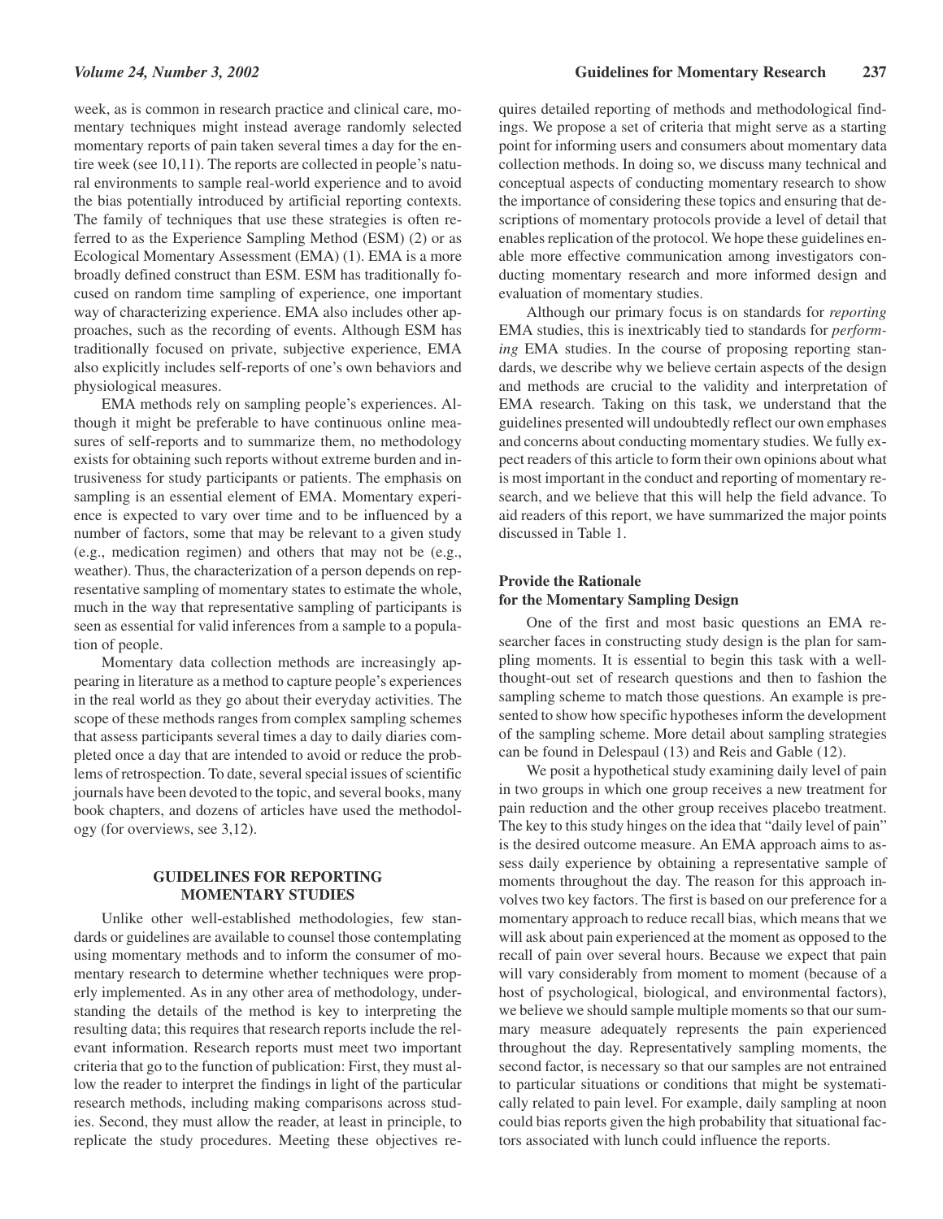week, as is common in research practice and clinical care, momentary techniques might instead average randomly selected momentary reports of pain taken several times a day for the entire week (see 10,11). The reports are collected in people's natural environments to sample real-world experience and to avoid the bias potentially introduced by artificial reporting contexts. The family of techniques that use these strategies is often referred to as the Experience Sampling Method (ESM) (2) or as Ecological Momentary Assessment (EMA) (1). EMA is a more broadly defined construct than ESM. ESM has traditionally focused on random time sampling of experience, one important way of characterizing experience. EMA also includes other approaches, such as the recording of events. Although ESM has traditionally focused on private, subjective experience, EMA also explicitly includes self-reports of one's own behaviors and physiological measures.

EMA methods rely on sampling people's experiences. Although it might be preferable to have continuous online measures of self-reports and to summarize them, no methodology exists for obtaining such reports without extreme burden and intrusiveness for study participants or patients. The emphasis on sampling is an essential element of EMA. Momentary experience is expected to vary over time and to be influenced by a number of factors, some that may be relevant to a given study (e.g., medication regimen) and others that may not be (e.g., weather). Thus, the characterization of a person depends on representative sampling of momentary states to estimate the whole, much in the way that representative sampling of participants is seen as essential for valid inferences from a sample to a population of people.

Momentary data collection methods are increasingly appearing in literature as a method to capture people's experiences in the real world as they go about their everyday activities. The scope of these methods ranges from complex sampling schemes that assess participants several times a day to daily diaries completed once a day that are intended to avoid or reduce the problems of retrospection. To date, several special issues of scientific journals have been devoted to the topic, and several books, many book chapters, and dozens of articles have used the methodology (for overviews, see 3,12).

## GUIDELINES FOR REPORTING MOMENTARY STUDIES

Unlike other well-established methodologies, few standards or guidelines are available to counsel those contemplating using momentary methods and to inform the consumer of momentary research to determine whether techniques were properly implemented. As in any other area of methodology, understanding the details of the method is key to interpreting the resulting data; this requires that research reports include the relevant information. Research reports must meet two important criteria that go to the function of publication: First, they must allow the reader to interpret the findings in light of the particular research methods, including making comparisons across studies. Second, they must allow the reader, at least in principle, to replicate the study procedures. Meeting these objectives requires detailed reporting of methods and methodological findings. We propose a set of criteria that might serve as a starting point for informing users and consumers about momentary data collection methods. In doing so, we discuss many technical and conceptual aspects of conducting momentary research to show the importance of considering these topics and ensuring that descriptions of momentary protocols provide a level of detail that enables replication of the protocol. We hope these guidelines enable more effective communication among investigators conducting momentary research and more informed design and evaluation of momentary studies.

Although our primary focus is on standards for *reporting* EMA studies, this is inextricably tied to standards for *performing* EMA studies. In the course of proposing reporting standards, we describe why we believe certain aspects of the design and methods are crucial to the validity and interpretation of EMA research. Taking on this task, we understand that the guidelines presented will undoubtedly reflect our own emphases and concerns about conducting momentary studies. We fully expect readers of this article to form their own opinions about what is most important in the conduct and reporting of momentary research, and we believe that this will help the field advance. To aid readers of this report, we have summarized the major points discussed in Table 1.

### Provide the Rationale for the Momentary Sampling Design

One of the first and most basic questions an EMA researcher faces in constructing study design is the plan for sampling moments. It is essential to begin this task with a well-thought-out set of research questions and then to fashion the sampling scheme to match those questions. An example is presented to show how specific hypotheses inform the development of the sampling scheme. More detail about sampling strategies can be found in Delespaul (13) and Reis and Gable (12).

We posit a hypothetical study examining daily level of pain in two groups in which one group receives a new treatment for pain reduction and the other group receives placebo treatment. The key to this study hinges on the idea that "daily level of pain" is the desired outcome measure. An EMA approach aims to assess daily experience by obtaining a representative sample of moments throughout the day. The reason for this approach involves two key factors. The first is based on our preference for a momentary approach to reduce recall bias, which means that we will ask about pain experienced at the moment as opposed to the recall of pain over several hours. Because we expect that pain will vary considerably from moment to moment (because of a host of psychological, biological, and environmental factors), we believe we should sample multiple moments so that our summary measure adequately represents the pain experienced throughout the day. Representatively sampling moments, the second factor, is necessary so that our samples are not entrained to particular situations or conditions that might be systematically related to pain level. For example, daily sampling at noon could bias reports given the high probability that situational factors associated with lunch could influence the reports.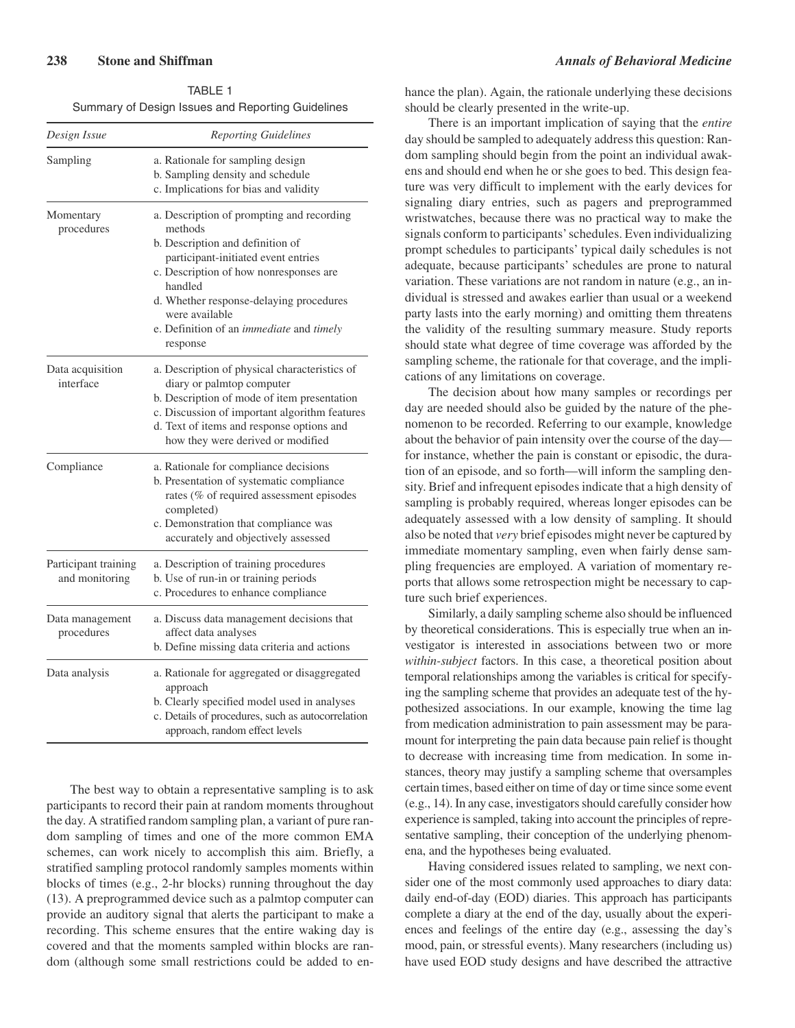TABLE 1
Summary of Design Issues and Reporting Guidelines

| *Design Issue* | *Reporting Guidelines* |
| --- | --- |
| Sampling | a. Rationale for sampling design<br>b. Sampling density and schedule<br>c. Implications for bias and validity |
| Momentary procedures | a. Description of prompting and recording methods<br>b. Description and definition of participant-initiated event entries<br>c. Description of how nonresponses are handled<br>d. Whether response-delaying procedures were available<br>e. Definition of an *immediate* and *timely* response |
| Data acquisition interface | a. Description of physical characteristics of diary or palmtop computer<br>b. Description of mode of item presentation<br>c. Discussion of important algorithm features<br>d. Text of items and response options and how they were derived or modified |
| Compliance | a. Rationale for compliance decisions<br>b. Presentation of systematic compliance rates (% of required assessment episodes completed)<br>c. Demonstration that compliance was accurately and objectively assessed |
| Participant training and monitoring | a. Description of training procedures<br>b. Use of run-in or training periods<br>c. Procedures to enhance compliance |
| Data management procedures | a. Discuss data management decisions that affect data analyses<br>b. Define missing data criteria and actions |
| Data analysis | a. Rationale for aggregated or disaggregated approach<br>b. Clearly specified model used in analyses<br>c. Details of procedures, such as autocorrelation approach, random effect levels |

The best way to obtain a representative sampling is to ask participants to record their pain at random moments throughout the day. A stratified random sampling plan, a variant of pure random sampling of times and one of the more common EMA schemes, can work nicely to accomplish this aim. Briefly, a stratified sampling protocol randomly samples moments within blocks of times (e.g., 2-hr blocks) running throughout the day (13). A preprogrammed device such as a palmtop computer can provide an auditory signal that alerts the participant to make a recording. This scheme ensures that the entire waking day is covered and that the moments sampled within blocks are random (although some small restrictions could be added to enhance the plan). Again, the rationale underlying these decisions should be clearly presented in the write-up.

There is an important implication of saying that the *entire* day should be sampled to adequately address this question: Random sampling should begin from the point an individual awakens and should end when he or she goes to bed. This design feature was very difficult to implement with the early devices for signaling diary entries, such as pagers and preprogrammed wristwatches, because there was no practical way to make the signals conform to participants' schedules. Even individualizing prompt schedules to participants' typical daily schedules is not adequate, because participants' schedules are prone to natural variation. These variations are not random in nature (e.g., an individual is stressed and awakes earlier than usual or a weekend party lasts into the early morning) and omitting them threatens the validity of the resulting summary measure. Study reports should state what degree of time coverage was afforded by the sampling scheme, the rationale for that coverage, and the implications of any limitations on coverage.

The decision about how many samples or recordings per day are needed should also be guided by the nature of the phenomenon to be recorded. Referring to our example, knowledge about the behavior of pain intensity over the course of the day—for instance, whether the pain is constant or episodic, the duration of an episode, and so forth—will inform the sampling density. Brief and infrequent episodes indicate that a high density of sampling is probably required, whereas longer episodes can be adequately assessed with a low density of sampling. It should also be noted that *very* brief episodes might never be captured by immediate momentary sampling, even when fairly dense sampling frequencies are employed. A variation of momentary reports that allows some retrospection might be necessary to capture such brief experiences.

Similarly, a daily sampling scheme also should be influenced by theoretical considerations. This is especially true when an investigator is interested in associations between two or more *within-subject* factors. In this case, a theoretical position about temporal relationships among the variables is critical for specifying the sampling scheme that provides an adequate test of the hypothesized associations. In our example, knowing the time lag from medication administration to pain assessment may be paramount for interpreting the pain data because pain relief is thought to decrease with increasing time from medication. In some instances, theory may justify a sampling scheme that oversamples certain times, based either on time of day or time since some event (e.g., 14). In any case, investigators should carefully consider how experience is sampled, taking into account the principles of representative sampling, their conception of the underlying phenomena, and the hypotheses being evaluated.

Having considered issues related to sampling, we next consider one of the most commonly used approaches to diary data: daily end-of-day (EOD) diaries. This approach has participants complete a diary at the end of the day, usually about the experiences and feelings of the entire day (e.g., assessing the day's mood, pain, or stressful events). Many researchers (including us) have used EOD study designs and have described the attractive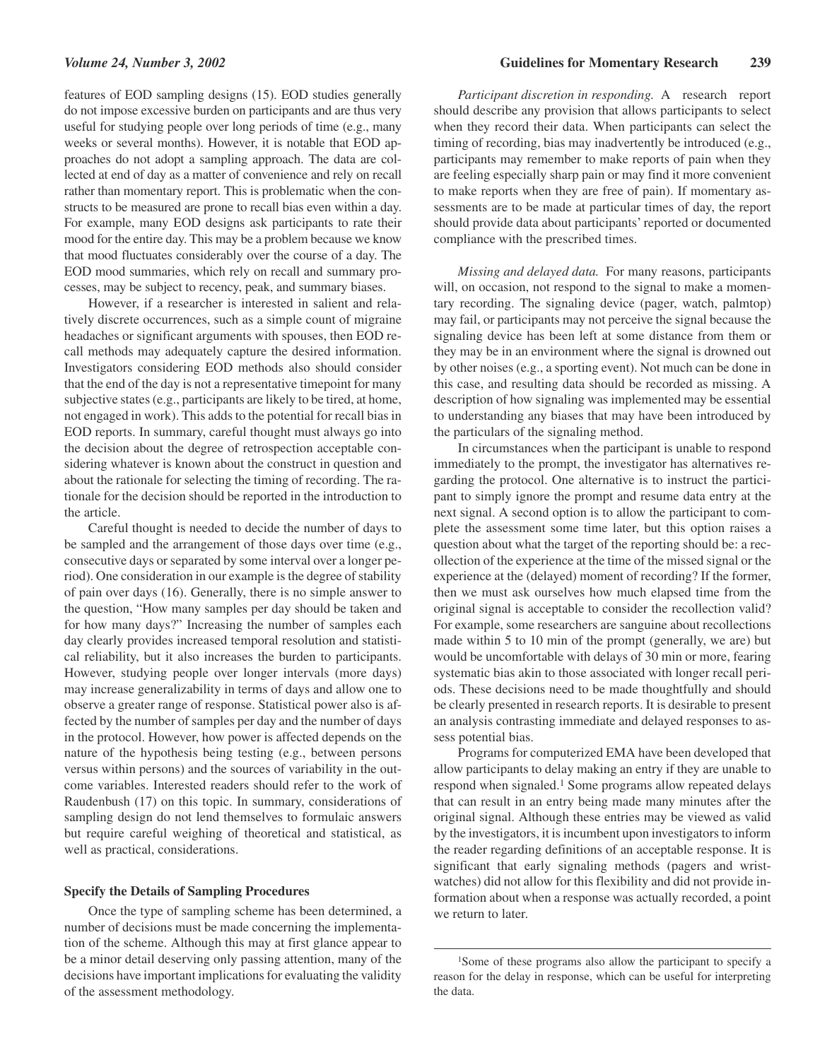features of EOD sampling designs (15). EOD studies generally do not impose excessive burden on participants and are thus very useful for studying people over long periods of time (e.g., many weeks or several months). However, it is notable that EOD approaches do not adopt a sampling approach. The data are collected at end of day as a matter of convenience and rely on recall rather than momentary report. This is problematic when the constructs to be measured are prone to recall bias even within a day. For example, many EOD designs ask participants to rate their mood for the entire day. This may be a problem because we know that mood fluctuates considerably over the course of a day. The EOD mood summaries, which rely on recall and summary processes, may be subject to recency, peak, and summary biases.

However, if a researcher is interested in salient and relatively discrete occurrences, such as a simple count of migraine headaches or significant arguments with spouses, then EOD recall methods may adequately capture the desired information. Investigators considering EOD methods also should consider that the end of the day is not a representative timepoint for many subjective states (e.g., participants are likely to be tired, at home, not engaged in work). This adds to the potential for recall bias in EOD reports. In summary, careful thought must always go into the decision about the degree of retrospection acceptable considering whatever is known about the construct in question and about the rationale for selecting the timing of recording. The rationale for the decision should be reported in the introduction to the article.

Careful thought is needed to decide the number of days to be sampled and the arrangement of those days over time (e.g., consecutive days or separated by some interval over a longer period). One consideration in our example is the degree of stability of pain over days (16). Generally, there is no simple answer to the question, "How many samples per day should be taken and for how many days?" Increasing the number of samples each day clearly provides increased temporal resolution and statistical reliability, but it also increases the burden to participants. However, studying people over longer intervals (more days) may increase generalizability in terms of days and allow one to observe a greater range of response. Statistical power also is affected by the number of samples per day and the number of days in the protocol. However, how power is affected depends on the nature of the hypothesis being testing (e.g., between persons versus within persons) and the sources of variability in the outcome variables. Interested readers should refer to the work of Raudenbush (17) on this topic. In summary, considerations of sampling design do not lend themselves to formulaic answers but require careful weighing of theoretical and statistical, as well as practical, considerations.

### Specify the Details of Sampling Procedures

Once the type of sampling scheme has been determined, a number of decisions must be made concerning the implementation of the scheme. Although this may at first glance appear to be a minor detail deserving only passing attention, many of the decisions have important implications for evaluating the validity of the assessment methodology.

*Participant discretion in responding.* A research report should describe any provision that allows participants to select when they record their data. When participants can select the timing of recording, bias may inadvertently be introduced (e.g., participants may remember to make reports of pain when they are feeling especially sharp pain or may find it more convenient to make reports when they are free of pain). If momentary assessments are to be made at particular times of day, the report should provide data about participants' reported or documented compliance with the prescribed times.

*Missing and delayed data.* For many reasons, participants will, on occasion, not respond to the signal to make a momentary recording. The signaling device (pager, watch, palmtop) may fail, or participants may not perceive the signal because the signaling device has been left at some distance from them or they may be in an environment where the signal is drowned out by other noises (e.g., a sporting event). Not much can be done in this case, and resulting data should be recorded as missing. A description of how signaling was implemented may be essential to understanding any biases that may have been introduced by the particulars of the signaling method.

In circumstances when the participant is unable to respond immediately to the prompt, the investigator has alternatives regarding the protocol. One alternative is to instruct the participant to simply ignore the prompt and resume data entry at the next signal. A second option is to allow the participant to complete the assessment some time later, but this option raises a question about what the target of the reporting should be: a recollection of the experience at the time of the missed signal or the experience at the (delayed) moment of recording? If the former, then we must ask ourselves how much elapsed time from the original signal is acceptable to consider the recollection valid? For example, some researchers are sanguine about recollections made within 5 to 10 min of the prompt (generally, we are) but would be uncomfortable with delays of 30 min or more, fearing systematic bias akin to those associated with longer recall periods. These decisions need to be made thoughtfully and should be clearly presented in research reports. It is desirable to present an analysis contrasting immediate and delayed responses to assess potential bias.

Programs for computerized EMA have been developed that allow participants to delay making an entry if they are unable to respond when signaled.[1] Some programs allow repeated delays that can result in an entry being made many minutes after the original signal. Although these entries may be viewed as valid by the investigators, it is incumbent upon investigators to inform the reader regarding definitions of an acceptable response. It is significant that early signaling methods (pagers and wristwatches) did not allow for this flexibility and did not provide information about when a response was actually recorded, a point we return to later.

[1]Some of these programs also allow the participant to specify a reason for the delay in response, which can be useful for interpreting the data.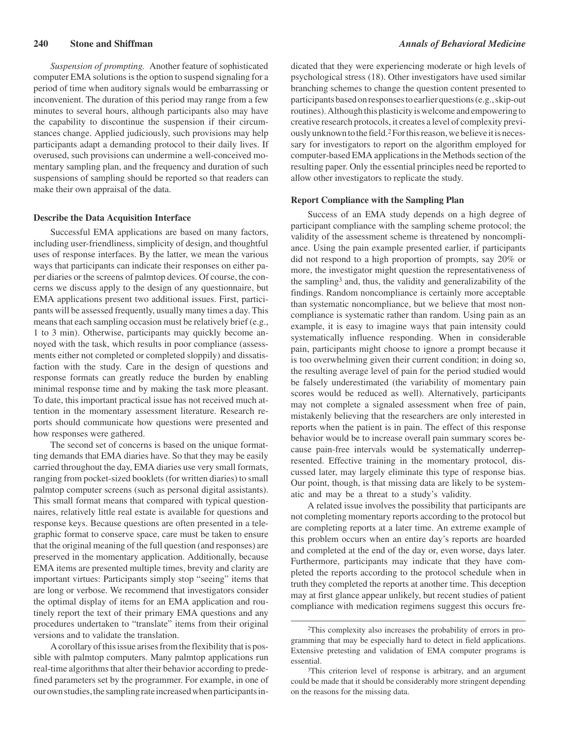*Suspension of prompting.* Another feature of sophisticated computer EMA solutions is the option to suspend signaling for a period of time when auditory signals would be embarrassing or inconvenient. The duration of this period may range from a few minutes to several hours, although participants also may have the capability to discontinue the suspension if their circumstances change. Applied judiciously, such provisions may help participants adapt a demanding protocol to their daily lives. If overused, such provisions can undermine a well-conceived momentary sampling plan, and the frequency and duration of such suspensions of sampling should be reported so that readers can make their own appraisal of the data.

### Describe the Data Acquisition Interface

Successful EMA applications are based on many factors, including user-friendliness, simplicity of design, and thoughtful uses of response interfaces. By the latter, we mean the various ways that participants can indicate their responses on either paper diaries or the screens of palmtop devices. Of course, the concerns we discuss apply to the design of any questionnaire, but EMA applications present two additional issues. First, participants will be assessed frequently, usually many times a day. This means that each sampling occasion must be relatively brief (e.g., 1 to 3 min). Otherwise, participants may quickly become annoyed with the task, which results in poor compliance (assessments either not completed or completed sloppily) and dissatisfaction with the study. Care in the design of questions and response formats can greatly reduce the burden by enabling minimal response time and by making the task more pleasant. To date, this important practical issue has not received much attention in the momentary assessment literature. Research reports should communicate how questions were presented and how responses were gathered.

The second set of concerns is based on the unique formatting demands that EMA diaries have. So that they may be easily carried throughout the day, EMA diaries use very small formats, ranging from pocket-sized booklets (for written diaries) to small palmtop computer screens (such as personal digital assistants). This small format means that compared with typical questionnaires, relatively little real estate is available for questions and response keys. Because questions are often presented in a telegraphic format to conserve space, care must be taken to ensure that the original meaning of the full question (and responses) are preserved in the momentary application. Additionally, because EMA items are presented multiple times, brevity and clarity are important virtues: Participants simply stop "seeing" items that are long or verbose. We recommend that investigators consider the optimal display of items for an EMA application and routinely report the text of their primary EMA questions and any procedures undertaken to "translate" items from their original versions and to validate the translation.

A corollary of this issue arises from the flexibility that is possible with palmtop computers. Many palmtop applications run real-time algorithms that alter their behavior according to predefined parameters set by the programmer. For example, in one of our own studies, the sampling rate increased when participants indicated that they were experiencing moderate or high levels of psychological stress (18). Other investigators have used similar branching schemes to change the question content presented to participants based on responses to earlier questions (e.g., skip-out routines). Although this plasticity is welcome and empowering to creative research protocols, it creates a level of complexity previously unknown to the field.[2] For this reason, we believe it is necessary for investigators to report on the algorithm employed for computer-based EMA applications in the Methods section of the resulting paper. Only the essential principles need be reported to allow other investigators to replicate the study.

### Report Compliance with the Sampling Plan

Success of an EMA study depends on a high degree of participant compliance with the sampling scheme protocol; the validity of the assessment scheme is threatened by noncompliance. Using the pain example presented earlier, if participants did not respond to a high proportion of prompts, say 20% or more, the investigator might question the representativeness of the sampling[3] and, thus, the validity and generalizability of the findings. Random noncompliance is certainly more acceptable than systematic noncompliance, but we believe that most noncompliance is systematic rather than random. Using pain as an example, it is easy to imagine ways that pain intensity could systematically influence responding. When in considerable pain, participants might choose to ignore a prompt because it is too overwhelming given their current condition; in doing so, the resulting average level of pain for the period studied would be falsely underestimated (the variability of momentary pain scores would be reduced as well). Alternatively, participants may not complete a signaled assessment when free of pain, mistakenly believing that the researchers are only interested in reports when the patient is in pain. The effect of this response behavior would be to increase overall pain summary scores because pain-free intervals would be systematically underrepresented. Effective training in the momentary protocol, discussed later, may largely eliminate this type of response bias. Our point, though, is that missing data are likely to be systematic and may be a threat to a study's validity.

A related issue involves the possibility that participants are not completing momentary reports according to the protocol but are completing reports at a later time. An extreme example of this problem occurs when an entire day's reports are hoarded and completed at the end of the day or, even worse, days later. Furthermore, participants may indicate that they have completed the reports according to the protocol schedule when in truth they completed the reports at another time. This deception may at first glance appear unlikely, but recent studies of patient compliance with medication regimens suggest this occurs fre-

---

[2] This complexity also increases the probability of errors in programming that may be especially hard to detect in field applications. Extensive pretesting and validation of EMA computer programs is essential.

[3] This criterion level of response is arbitrary, and an argument could be made that it should be considerably more stringent depending on the reasons for the missing data.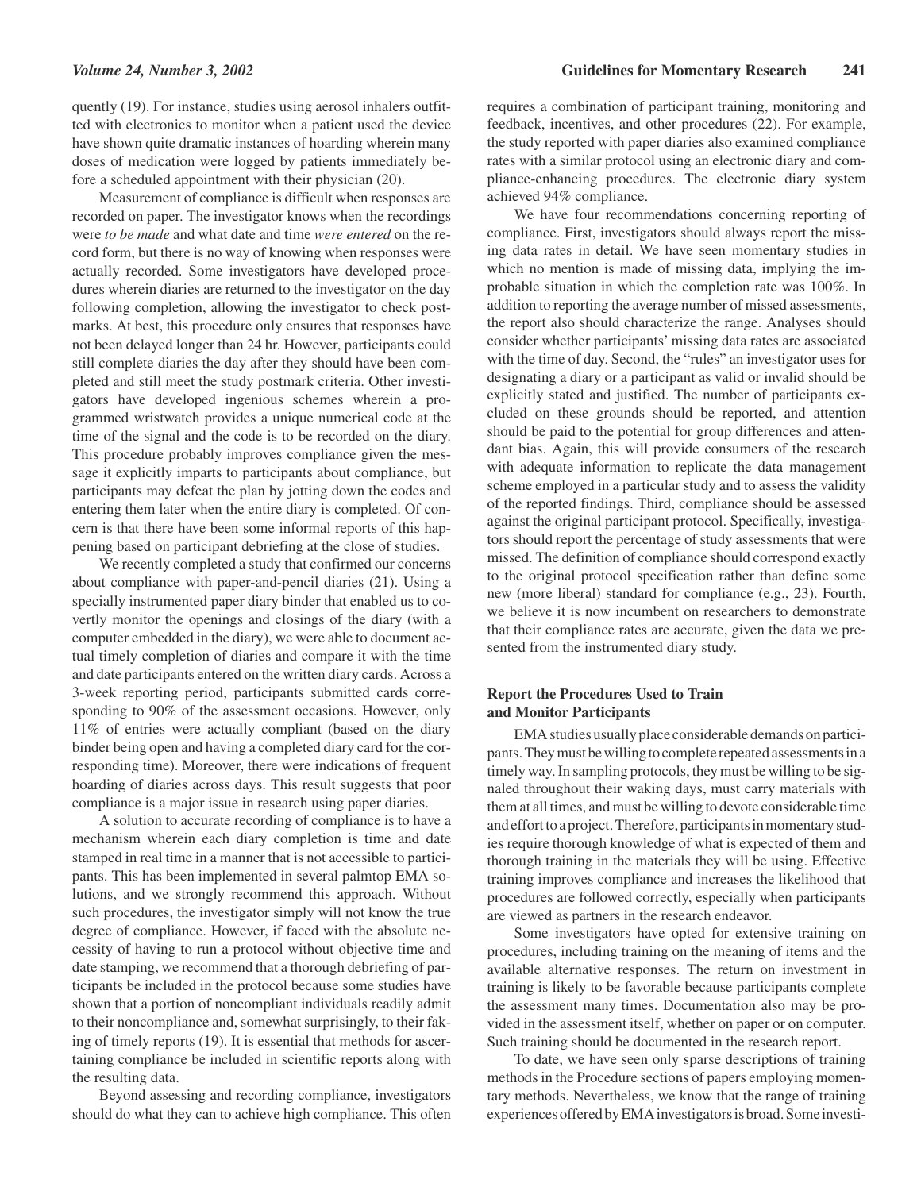quently (19). For instance, studies using aerosol inhalers outfitted with electronics to monitor when a patient used the device have shown quite dramatic instances of hoarding wherein many doses of medication were logged by patients immediately before a scheduled appointment with their physician (20).

Measurement of compliance is difficult when responses are recorded on paper. The investigator knows when the recordings were *to be made* and what date and time *were entered* on the record form, but there is no way of knowing when responses were actually recorded. Some investigators have developed procedures wherein diaries are returned to the investigator on the day following completion, allowing the investigator to check postmarks. At best, this procedure only ensures that responses have not been delayed longer than 24 hr. However, participants could still complete diaries the day after they should have been completed and still meet the study postmark criteria. Other investigators have developed ingenious schemes wherein a programmed wristwatch provides a unique numerical code at the time of the signal and the code is to be recorded on the diary. This procedure probably improves compliance given the message it explicitly imparts to participants about compliance, but participants may defeat the plan by jotting down the codes and entering them later when the entire diary is completed. Of concern is that there have been some informal reports of this happening based on participant debriefing at the close of studies.

We recently completed a study that confirmed our concerns about compliance with paper-and-pencil diaries (21). Using a specially instrumented paper diary binder that enabled us to covertly monitor the openings and closings of the diary (with a computer embedded in the diary), we were able to document actual timely completion of diaries and compare it with the time and date participants entered on the written diary cards. Across a 3-week reporting period, participants submitted cards corresponding to 90% of the assessment occasions. However, only 11% of entries were actually compliant (based on the diary binder being open and having a completed diary card for the corresponding time). Moreover, there were indications of frequent hoarding of diaries across days. This result suggests that poor compliance is a major issue in research using paper diaries.

A solution to accurate recording of compliance is to have a mechanism wherein each diary completion is time and date stamped in real time in a manner that is not accessible to participants. This has been implemented in several palmtop EMA solutions, and we strongly recommend this approach. Without such procedures, the investigator simply will not know the true degree of compliance. However, if faced with the absolute necessity of having to run a protocol without objective time and date stamping, we recommend that a thorough debriefing of participants be included in the protocol because some studies have shown that a portion of noncompliant individuals readily admit to their noncompliance and, somewhat surprisingly, to their faking of timely reports (19). It is essential that methods for ascertaining compliance be included in scientific reports along with the resulting data.

Beyond assessing and recording compliance, investigators should do what they can to achieve high compliance. This often requires a combination of participant training, monitoring and feedback, incentives, and other procedures (22). For example, the study reported with paper diaries also examined compliance rates with a similar protocol using an electronic diary and compliance-enhancing procedures. The electronic diary system achieved 94% compliance.

We have four recommendations concerning reporting of compliance. First, investigators should always report the missing data rates in detail. We have seen momentary studies in which no mention is made of missing data, implying the improbable situation in which the completion rate was 100%. In addition to reporting the average number of missed assessments, the report also should characterize the range. Analyses should consider whether participants' missing data rates are associated with the time of day. Second, the "rules" an investigator uses for designating a diary or a participant as valid or invalid should be explicitly stated and justified. The number of participants excluded on these grounds should be reported, and attention should be paid to the potential for group differences and attendant bias. Again, this will provide consumers of the research with adequate information to replicate the data management scheme employed in a particular study and to assess the validity of the reported findings. Third, compliance should be assessed against the original participant protocol. Specifically, investigators should report the percentage of study assessments that were missed. The definition of compliance should correspond exactly to the original protocol specification rather than define some new (more liberal) standard for compliance (e.g., 23). Fourth, we believe it is now incumbent on researchers to demonstrate that their compliance rates are accurate, given the data we presented from the instrumented diary study.

### Report the Procedures Used to Train and Monitor Participants

EMA studies usually place considerable demands on participants. They must be willing to complete repeated assessments in a timely way. In sampling protocols, they must be willing to be signaled throughout their waking days, must carry materials with them at all times, and must be willing to devote considerable time and effort to a project. Therefore, participants in momentary studies require thorough knowledge of what is expected of them and thorough training in the materials they will be using. Effective training improves compliance and increases the likelihood that procedures are followed correctly, especially when participants are viewed as partners in the research endeavor.

Some investigators have opted for extensive training on procedures, including training on the meaning of items and the available alternative responses. The return on investment in training is likely to be favorable because participants complete the assessment many times. Documentation also may be provided in the assessment itself, whether on paper or on computer. Such training should be documented in the research report.

To date, we have seen only sparse descriptions of training methods in the Procedure sections of papers employing momentary methods. Nevertheless, we know that the range of training experiences offered by EMA investigators is broad. Some investi-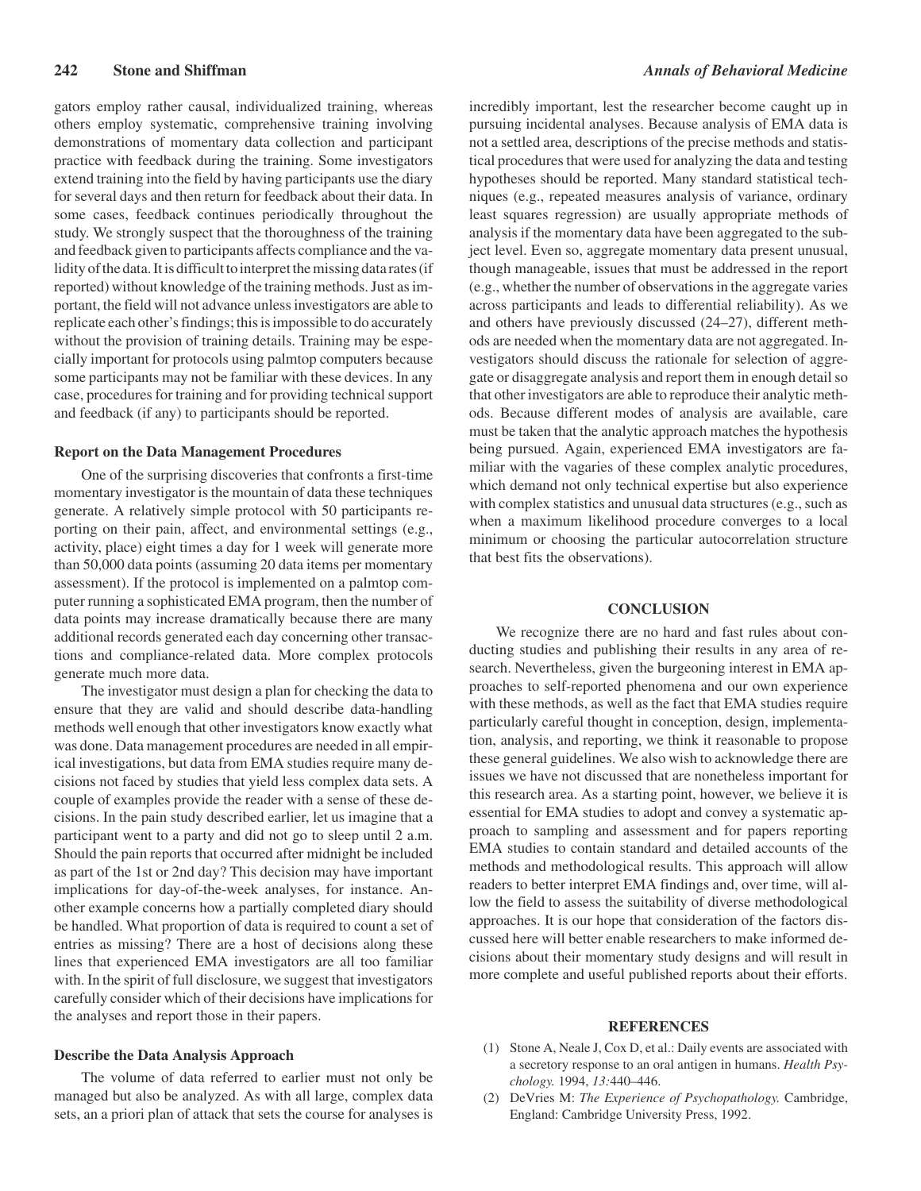gators employ rather causal, individualized training, whereas others employ systematic, comprehensive training involving demonstrations of momentary data collection and participant practice with feedback during the training. Some investigators extend training into the field by having participants use the diary for several days and then return for feedback about their data. In some cases, feedback continues periodically throughout the study. We strongly suspect that the thoroughness of the training and feedback given to participants affects compliance and the validity of the data. It is difficult to interpret the missing data rates (if reported) without knowledge of the training methods. Just as important, the field will not advance unless investigators are able to replicate each other's findings; this is impossible to do accurately without the provision of training details. Training may be especially important for protocols using palmtop computers because some participants may not be familiar with these devices. In any case, procedures for training and for providing technical support and feedback (if any) to participants should be reported.

### Report on the Data Management Procedures

One of the surprising discoveries that confronts a first-time momentary investigator is the mountain of data these techniques generate. A relatively simple protocol with 50 participants reporting on their pain, affect, and environmental settings (e.g., activity, place) eight times a day for 1 week will generate more than 50,000 data points (assuming 20 data items per momentary assessment). If the protocol is implemented on a palmtop computer running a sophisticated EMA program, then the number of data points may increase dramatically because there are many additional records generated each day concerning other transactions and compliance-related data. More complex protocols generate much more data.

The investigator must design a plan for checking the data to ensure that they are valid and should describe data-handling methods well enough that other investigators know exactly what was done. Data management procedures are needed in all empirical investigations, but data from EMA studies require many decisions not faced by studies that yield less complex data sets. A couple of examples provide the reader with a sense of these decisions. In the pain study described earlier, let us imagine that a participant went to a party and did not go to sleep until 2 a.m. Should the pain reports that occurred after midnight be included as part of the 1st or 2nd day? This decision may have important implications for day-of-the-week analyses, for instance. Another example concerns how a partially completed diary should be handled. What proportion of data is required to count a set of entries as missing? There are a host of decisions along these lines that experienced EMA investigators are all too familiar with. In the spirit of full disclosure, we suggest that investigators carefully consider which of their decisions have implications for the analyses and report those in their papers.

### Describe the Data Analysis Approach

The volume of data referred to earlier must not only be managed but also be analyzed. As with all large, complex data sets, an a priori plan of attack that sets the course for analyses is incredibly important, lest the researcher become caught up in pursuing incidental analyses. Because analysis of EMA data is not a settled area, descriptions of the precise methods and statistical procedures that were used for analyzing the data and testing hypotheses should be reported. Many standard statistical techniques (e.g., repeated measures analysis of variance, ordinary least squares regression) are usually appropriate methods of analysis if the momentary data have been aggregated to the subject level. Even so, aggregate momentary data present unusual, though manageable, issues that must be addressed in the report (e.g., whether the number of observations in the aggregate varies across participants and leads to differential reliability). As we and others have previously discussed (24–27), different methods are needed when the momentary data are not aggregated. Investigators should discuss the rationale for selection of aggregate or disaggregate analysis and report them in enough detail so that other investigators are able to reproduce their analytic methods. Because different modes of analysis are available, care must be taken that the analytic approach matches the hypothesis being pursued. Again, experienced EMA investigators are familiar with the vagaries of these complex analytic procedures, which demand not only technical expertise but also experience with complex statistics and unusual data structures (e.g., such as when a maximum likelihood procedure converges to a local minimum or choosing the particular autocorrelation structure that best fits the observations).

## CONCLUSION

We recognize there are no hard and fast rules about conducting studies and publishing their results in any area of research. Nevertheless, given the burgeoning interest in EMA approaches to self-reported phenomena and our own experience with these methods, as well as the fact that EMA studies require particularly careful thought in conception, design, implementation, analysis, and reporting, we think it reasonable to propose these general guidelines. We also wish to acknowledge there are issues we have not discussed that are nonetheless important for this research area. As a starting point, however, we believe it is essential for EMA studies to adopt and convey a systematic approach to sampling and assessment and for papers reporting EMA studies to contain standard and detailed accounts of the methods and methodological results. This approach will allow readers to better interpret EMA findings and, over time, will allow the field to assess the suitability of diverse methodological approaches. It is our hope that consideration of the factors discussed here will better enable researchers to make informed decisions about their momentary study designs and will result in more complete and useful published reports about their efforts.

## REFERENCES

(1) Stone A, Neale J, Cox D, et al.: Daily events are associated with a secretory response to an oral antigen in humans. *Health Psychology.* 1994, *13:*440–446.

(2) DeVries M: *The Experience of Psychopathology.* Cambridge, England: Cambridge University Press, 1992.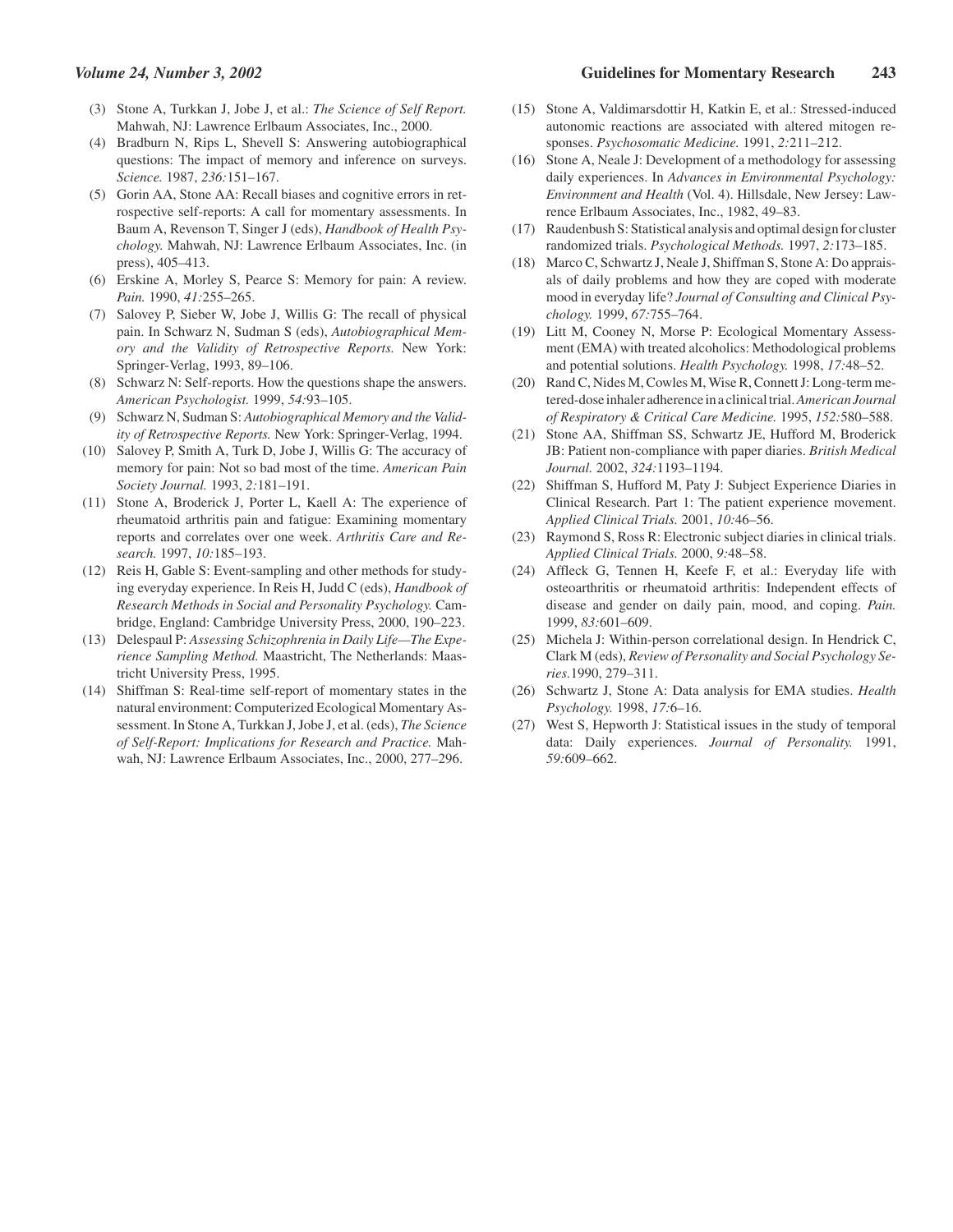(3) Stone A, Turkkan J, Jobe J, et al.: *The Science of Self Report.* Mahwah, NJ: Lawrence Erlbaum Associates, Inc., 2000.

(4) Bradburn N, Rips L, Shevell S: Answering autobiographical questions: The impact of memory and inference on surveys. *Science.* 1987, *236:*151–167.

(5) Gorin AA, Stone AA: Recall biases and cognitive errors in retrospective self-reports: A call for momentary assessments. In Baum A, Revenson T, Singer J (eds), *Handbook of Health Psychology.* Mahwah, NJ: Lawrence Erlbaum Associates, Inc. (in press), 405–413.

(6) Erskine A, Morley S, Pearce S: Memory for pain: A review. *Pain.* 1990, *41:*255–265.

(7) Salovey P, Sieber W, Jobe J, Willis G: The recall of physical pain. In Schwarz N, Sudman S (eds), *Autobiographical Memory and the Validity of Retrospective Reports.* New York: Springer-Verlag, 1993, 89–106.

(8) Schwarz N: Self-reports. How the questions shape the answers. *American Psychologist.* 1999, *54:*93–105.

(9) Schwarz N, Sudman S: *Autobiographical Memory and the Validity of Retrospective Reports.* New York: Springer-Verlag, 1994.

(10) Salovey P, Smith A, Turk D, Jobe J, Willis G: The accuracy of memory for pain: Not so bad most of the time. *American Pain Society Journal.* 1993, *2:*181–191.

(11) Stone A, Broderick J, Porter L, Kaell A: The experience of rheumatoid arthritis pain and fatigue: Examining momentary reports and correlates over one week. *Arthritis Care and Research.* 1997, *10:*185–193.

(12) Reis H, Gable S: Event-sampling and other methods for studying everyday experience. In Reis H, Judd C (eds), *Handbook of Research Methods in Social and Personality Psychology.* Cambridge, England: Cambridge University Press, 2000, 190–223.

(13) Delespaul P: *Assessing Schizophrenia in Daily Life—The Experience Sampling Method.* Maastricht, The Netherlands: Maastricht University Press, 1995.

(14) Shiffman S: Real-time self-report of momentary states in the natural environment: Computerized Ecological Momentary Assessment. In Stone A, Turkkan J, Jobe J, et al. (eds), *The Science of Self-Report: Implications for Research and Practice.* Mahwah, NJ: Lawrence Erlbaum Associates, Inc., 2000, 277–296.

(15) Stone A, Valdimarsdottir H, Katkin E, et al.: Stressed-induced autonomic reactions are associated with altered mitogen responses. *Psychosomatic Medicine.* 1991, *2:*211–212.

(16) Stone A, Neale J: Development of a methodology for assessing daily experiences. In *Advances in Environmental Psychology: Environment and Health* (Vol. 4). Hillsdale, New Jersey: Lawrence Erlbaum Associates, Inc., 1982, 49–83.

(17) Raudenbush S: Statistical analysis and optimal design for cluster randomized trials. *Psychological Methods.* 1997, *2:*173–185.

(18) Marco C, Schwartz J, Neale J, Shiffman S, Stone A: Do appraisals of daily problems and how they are coped with moderate mood in everyday life? *Journal of Consulting and Clinical Psychology.* 1999, *67:*755–764.

(19) Litt M, Cooney N, Morse P: Ecological Momentary Assessment (EMA) with treated alcoholics: Methodological problems and potential solutions. *Health Psychology.* 1998, *17:*48–52.

(20) Rand C, Nides M, Cowles M, Wise R, Connett J: Long-term metered-dose inhaler adherence in a clinical trial. *American Journal of Respiratory & Critical Care Medicine.* 1995, *152:*580–588.

(21) Stone AA, Shiffman SS, Schwartz JE, Hufford M, Broderick JB: Patient non-compliance with paper diaries. *British Medical Journal.* 2002, *324:*1193–1194.

(22) Shiffman S, Hufford M, Paty J: Subject Experience Diaries in Clinical Research. Part 1: The patient experience movement. *Applied Clinical Trials.* 2001, *10:*46–56.

(23) Raymond S, Ross R: Electronic subject diaries in clinical trials. *Applied Clinical Trials.* 2000, *9:*48–58.

(24) Affleck G, Tennen H, Keefe F, et al.: Everyday life with osteoarthritis or rheumatoid arthritis: Independent effects of disease and gender on daily pain, mood, and coping. *Pain.* 1999, *83:*601–609.

(25) Michela J: Within-person correlational design. In Hendrick C, Clark M (eds), *Review of Personality and Social Psychology Series.*1990, 279–311.

(26) Schwartz J, Stone A: Data analysis for EMA studies. *Health Psychology.* 1998, *17:*6–16.

(27) West S, Hepworth J: Statistical issues in the study of temporal data: Daily experiences. *Journal of Personality.* 1991, *59:*609–662.